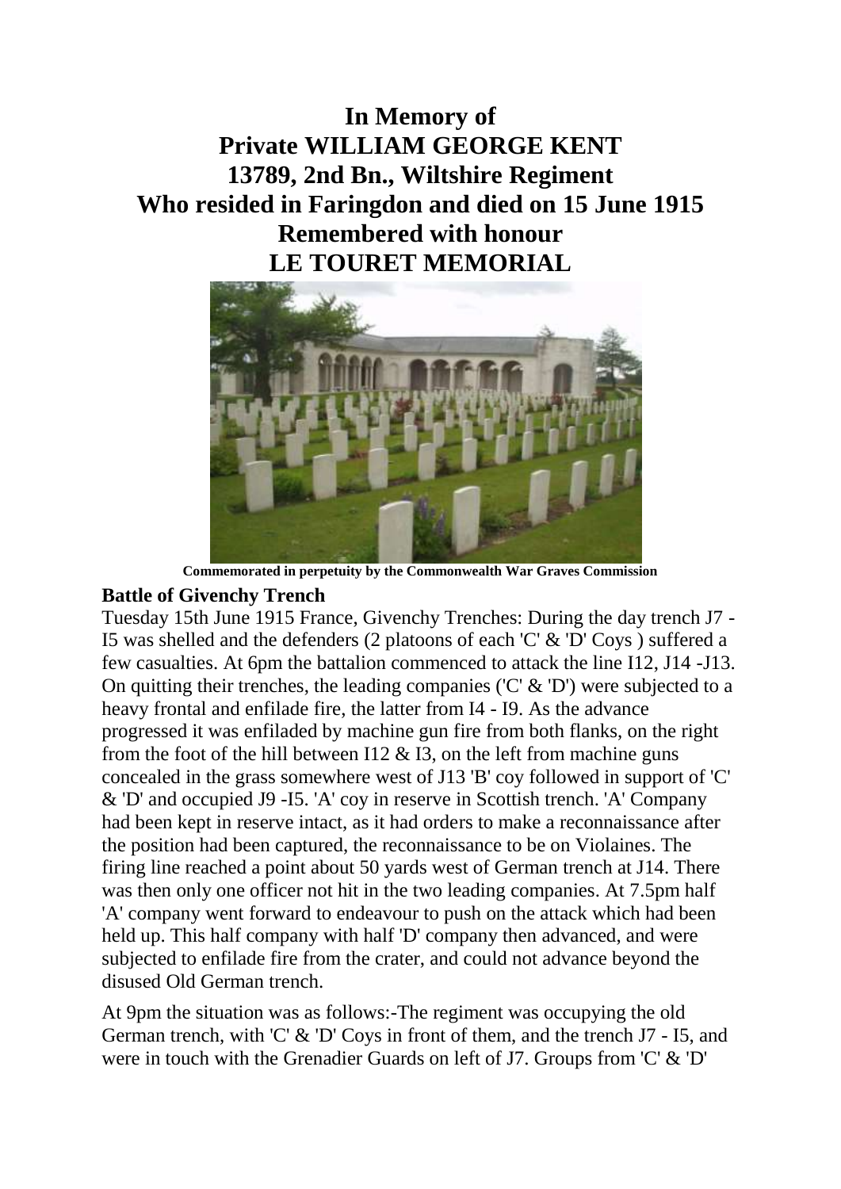# In Memory of
# Private WILLIAM GEORGE KENT
# 13789, 2nd Bn., Wiltshire Regiment
# Who resided in Faringdon and died on 15 June 1915
# Remembered with honour
# LE TOURET MEMORIAL

**Commemorated in perpetuity by the Commonwealth War Graves Commission**

**Battle of Givenchy Trench**

Tuesday 15th June 1915 France, Givenchy Trenches: During the day trench J7 - I5 was shelled and the defenders (2 platoons of each 'C' & 'D' Coys ) suffered a few casualties. At 6pm the battalion commenced to attack the line I12, J14 -J13. On quitting their trenches, the leading companies ('C' & 'D') were subjected to a heavy frontal and enfilade fire, the latter from I4 - I9. As the advance progressed it was enfiladed by machine gun fire from both flanks, on the right from the foot of the hill between I12 & I3, on the left from machine guns concealed in the grass somewhere west of J13 'B' coy followed in support of 'C' & 'D' and occupied J9 -I5. 'A' coy in reserve in Scottish trench. 'A' Company had been kept in reserve intact, as it had orders to make a reconnaissance after the position had been captured, the reconnaissance to be on Violaines. The firing line reached a point about 50 yards west of German trench at J14. There was then only one officer not hit in the two leading companies. At 7.5pm half 'A' company went forward to endeavour to push on the attack which had been held up. This half company with half 'D' company then advanced, and were subjected to enfilade fire from the crater, and could not advance beyond the disused Old German trench.

At 9pm the situation was as follows:-The regiment was occupying the old German trench, with 'C' & 'D' Coys in front of them, and the trench J7 - I5, and were in touch with the Grenadier Guards on left of J7. Groups from 'C' & 'D'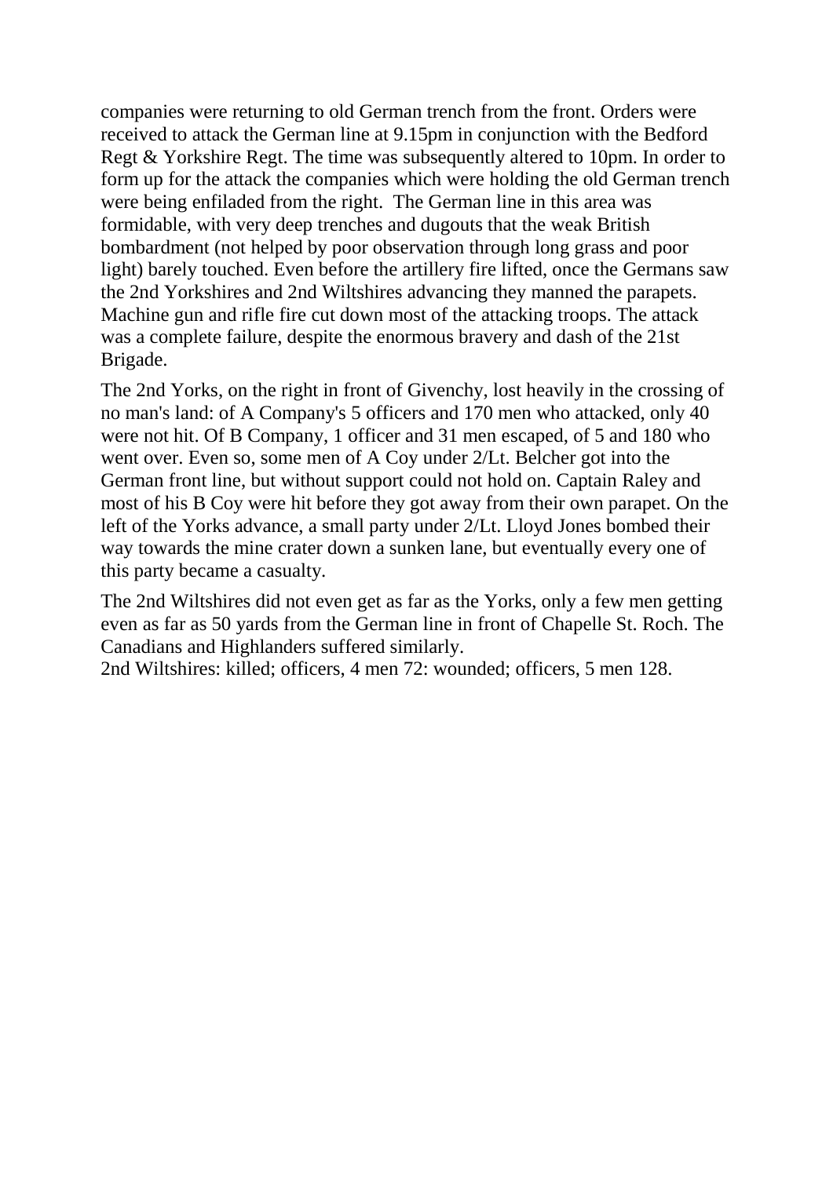companies were returning to old German trench from the front. Orders were received to attack the German line at 9.15pm in conjunction with the Bedford Regt & Yorkshire Regt. The time was subsequently altered to 10pm. In order to form up for the attack the companies which were holding the old German trench were being enfiladed from the right. The German line in this area was formidable, with very deep trenches and dugouts that the weak British bombardment (not helped by poor observation through long grass and poor light) barely touched. Even before the artillery fire lifted, once the Germans saw the 2nd Yorkshires and 2nd Wiltshires advancing they manned the parapets. Machine gun and rifle fire cut down most of the attacking troops. The attack was a complete failure, despite the enormous bravery and dash of the 21st Brigade.

The 2nd Yorks, on the right in front of Givenchy, lost heavily in the crossing of no man's land: of A Company's 5 officers and 170 men who attacked, only 40 were not hit. Of B Company, 1 officer and 31 men escaped, of 5 and 180 who went over. Even so, some men of A Coy under 2/Lt. Belcher got into the German front line, but without support could not hold on. Captain Raley and most of his B Coy were hit before they got away from their own parapet. On the left of the Yorks advance, a small party under 2/Lt. Lloyd Jones bombed their way towards the mine crater down a sunken lane, but eventually every one of this party became a casualty.

The 2nd Wiltshires did not even get as far as the Yorks, only a few men getting even as far as 50 yards from the German line in front of Chapelle St. Roch. The Canadians and Highlanders suffered similarly.
2nd Wiltshires: killed; officers, 4 men 72: wounded; officers, 5 men 128.